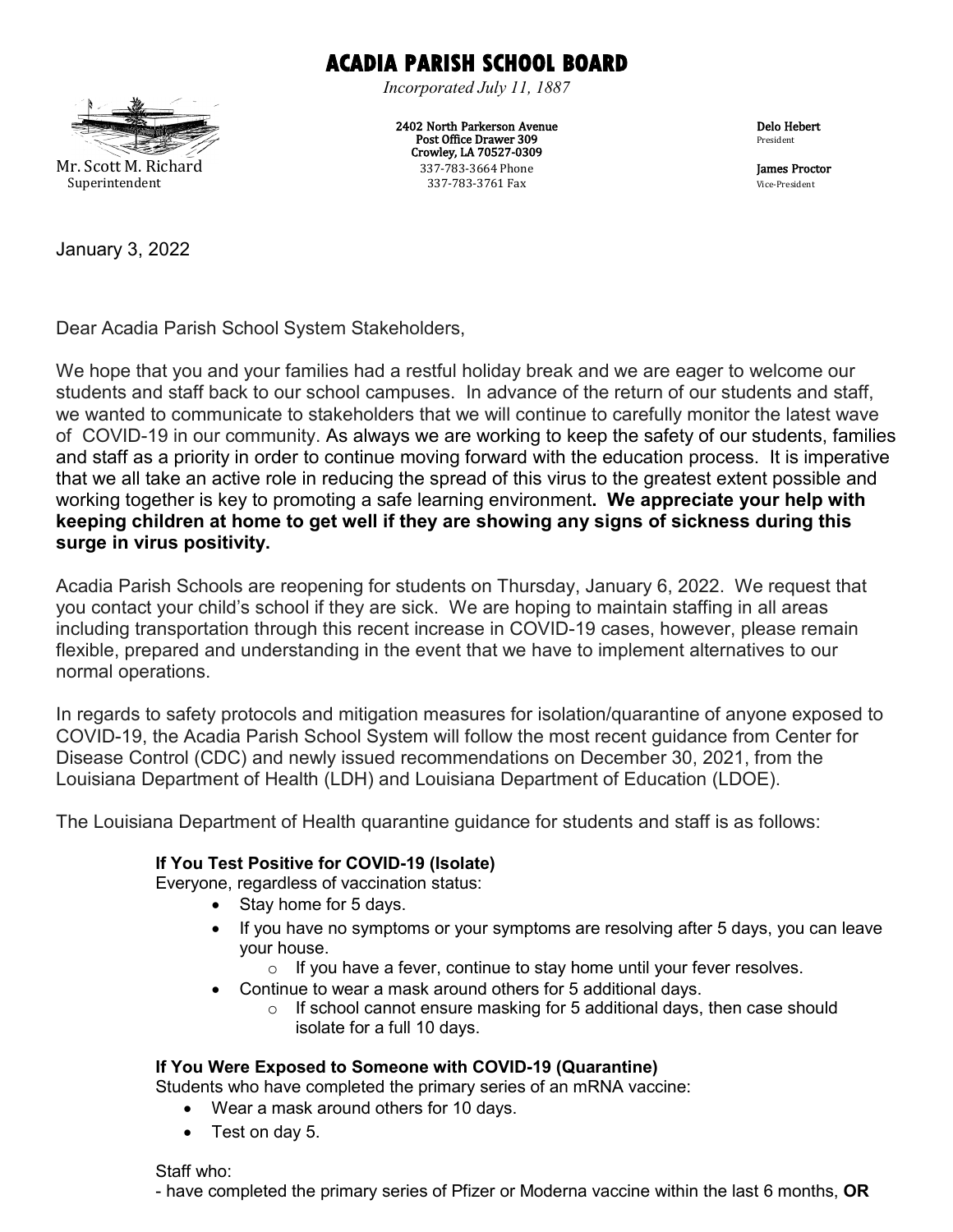# ACADIA PARISH SCHOOL BOARD

*Incorporated July 11, 1887*

Mr. Scott M. Richard
Superintendent

2402 North Parkerson Avenue
Post Office Drawer 309
Crowley, LA 70527-0309
337-783-3664 Phone
337-783-3761 Fax

Delo Hebert
President

James Proctor
Vice-President

January 3, 2022

Dear Acadia Parish School System Stakeholders,

We hope that you and your families had a restful holiday break and we are eager to welcome our students and staff back to our school campuses. In advance of the return of our students and staff, we wanted to communicate to stakeholders that we will continue to carefully monitor the latest wave of COVID-19 in our community. As always we are working to keep the safety of our students, families and staff as a priority in order to continue moving forward with the education process. It is imperative that we all take an active role in reducing the spread of this virus to the greatest extent possible and working together is key to promoting a safe learning environment**. We appreciate your help with keeping children at home to get well if they are showing any signs of sickness during this surge in virus positivity.**

Acadia Parish Schools are reopening for students on Thursday, January 6, 2022. We request that you contact your child's school if they are sick. We are hoping to maintain staffing in all areas including transportation through this recent increase in COVID-19 cases, however, please remain flexible, prepared and understanding in the event that we have to implement alternatives to our normal operations.

In regards to safety protocols and mitigation measures for isolation/quarantine of anyone exposed to COVID-19, the Acadia Parish School System will follow the most recent guidance from Center for Disease Control (CDC) and newly issued recommendations on December 30, 2021, from the Louisiana Department of Health (LDH) and Louisiana Department of Education (LDOE).

The Louisiana Department of Health quarantine guidance for students and staff is as follows:

**If You Test Positive for COVID-19 (Isolate)**

Everyone, regardless of vaccination status:

- Stay home for 5 days.
- If you have no symptoms or your symptoms are resolving after 5 days, you can leave your house.
  - If you have a fever, continue to stay home until your fever resolves.
- Continue to wear a mask around others for 5 additional days.
  - If school cannot ensure masking for 5 additional days, then case should isolate for a full 10 days.

**If You Were Exposed to Someone with COVID-19 (Quarantine)**

Students who have completed the primary series of an mRNA vaccine:

- Wear a mask around others for 10 days.
- Test on day 5.

Staff who:

- have completed the primary series of Pfizer or Moderna vaccine within the last 6 months, **OR**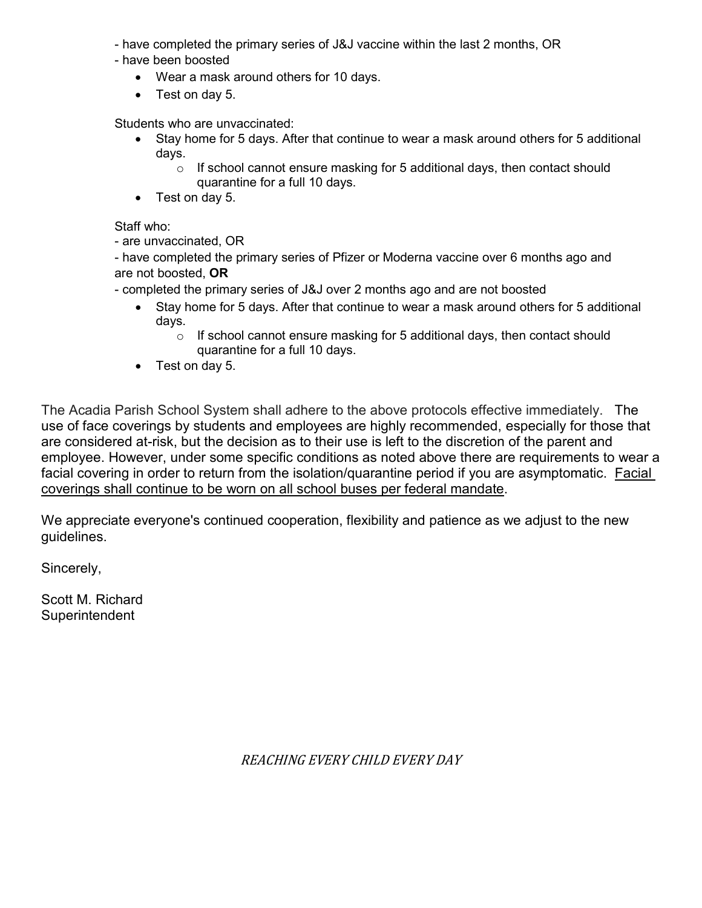- have completed the primary series of J&J vaccine within the last 2 months, OR
- have been boosted
  - Wear a mask around others for 10 days.
  - Test on day 5.

Students who are unvaccinated:

- Stay home for 5 days. After that continue to wear a mask around others for 5 additional days.
  - If school cannot ensure masking for 5 additional days, then contact should quarantine for a full 10 days.
- Test on day 5.

Staff who:
- are unvaccinated, OR
- have completed the primary series of Pfizer or Moderna vaccine over 6 months ago and are not boosted, **OR**
- completed the primary series of J&J over 2 months ago and are not boosted
  - Stay home for 5 days. After that continue to wear a mask around others for 5 additional days.
    - If school cannot ensure masking for 5 additional days, then contact should quarantine for a full 10 days.
  - Test on day 5.

The Acadia Parish School System shall adhere to the above protocols effective immediately. The use of face coverings by students and employees are highly recommended, especially for those that are considered at-risk, but the decision as to their use is left to the discretion of the parent and employee. However, under some specific conditions as noted above there are requirements to wear a facial covering in order to return from the isolation/quarantine period if you are asymptomatic. <u>Facial coverings shall continue to be worn on all school buses per federal mandate</u>.

We appreciate everyone's continued cooperation, flexibility and patience as we adjust to the new guidelines.

Sincerely,

Scott M. Richard
Superintendent

*REACHING EVERY CHILD EVERY DAY*